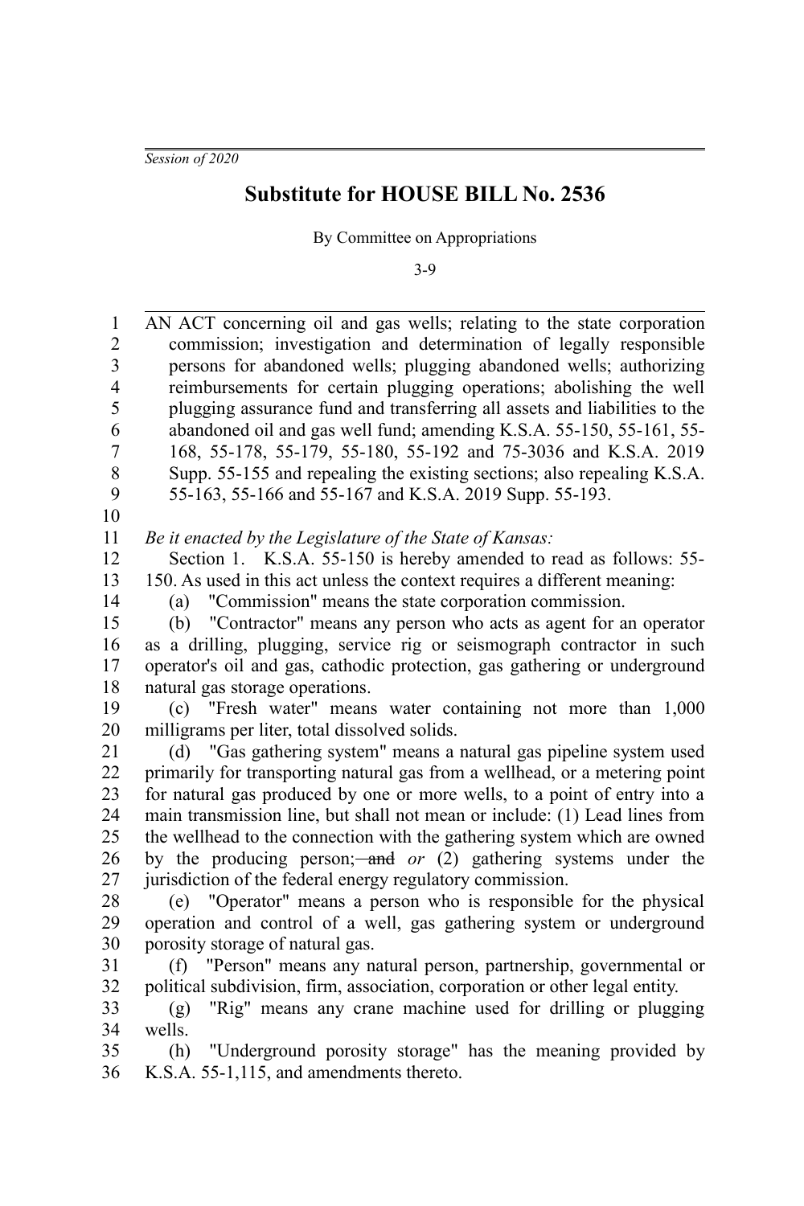*Session of 2020*

# Substitute for HOUSE BILL No. 2536

By Committee on Appropriations

3-9

AN ACT concerning oil and gas wells; relating to the state corporation commission; investigation and determination of legally responsible persons for abandoned wells; plugging abandoned wells; authorizing reimbursements for certain plugging operations; abolishing the well plugging assurance fund and transferring all assets and liabilities to the abandoned oil and gas well fund; amending K.S.A. 55-150, 55-161, 55-168, 55-178, 55-179, 55-180, 55-192 and 75-3036 and K.S.A. 2019 Supp. 55-155 and repealing the existing sections; also repealing K.S.A. 55-163, 55-166 and 55-167 and K.S.A. 2019 Supp. 55-193.

*Be it enacted by the Legislature of the State of Kansas:*

Section 1. K.S.A. 55-150 is hereby amended to read as follows: 55-150. As used in this act unless the context requires a different meaning:

(a) "Commission" means the state corporation commission.

(b) "Contractor" means any person who acts as agent for an operator as a drilling, plugging, service rig or seismograph contractor in such operator's oil and gas, cathodic protection, gas gathering or underground natural gas storage operations.

(c) "Fresh water" means water containing not more than 1,000 milligrams per liter, total dissolved solids.

(d) "Gas gathering system" means a natural gas pipeline system used primarily for transporting natural gas from a wellhead, or a metering point for natural gas produced by one or more wells, to a point of entry into a main transmission line, but shall not mean or include: (1) Lead lines from the wellhead to the connection with the gathering system which are owned by the producing person; ~~and~~ *or* (2) gathering systems under the jurisdiction of the federal energy regulatory commission.

(e) "Operator" means a person who is responsible for the physical operation and control of a well, gas gathering system or underground porosity storage of natural gas.

(f) "Person" means any natural person, partnership, governmental or political subdivision, firm, association, corporation or other legal entity.

(g) "Rig" means any crane machine used for drilling or plugging wells.

(h) "Underground porosity storage" has the meaning provided by K.S.A. 55-1,115, and amendments thereto.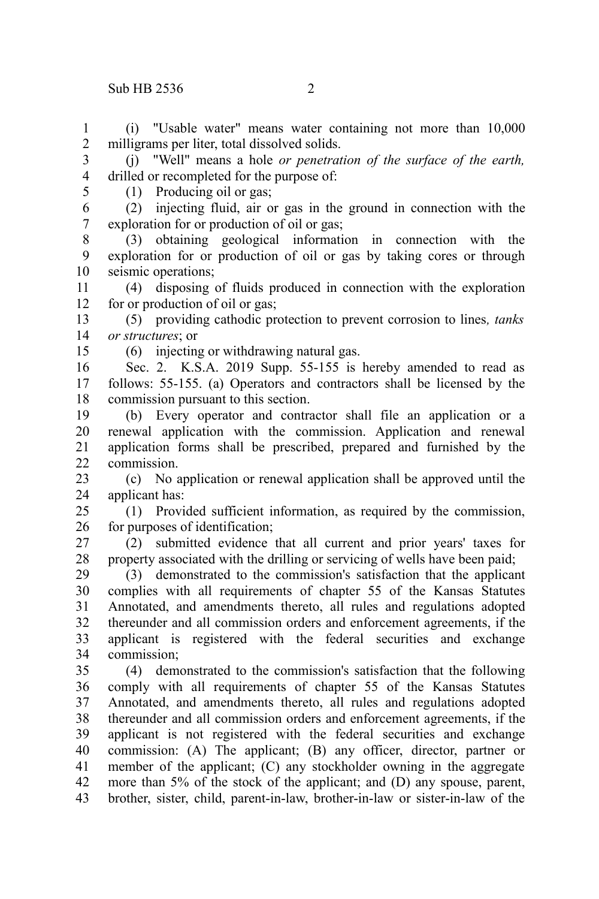(i) "Usable water" means water containing not more than 10,000 milligrams per liter, total dissolved solids.

(j) "Well" means a hole *or penetration of the surface of the earth,* drilled or recompleted for the purpose of:

(1) Producing oil or gas;

(2) injecting fluid, air or gas in the ground in connection with the exploration for or production of oil or gas;

(3) obtaining geological information in connection with the exploration for or production of oil or gas by taking cores or through seismic operations;

(4) disposing of fluids produced in connection with the exploration for or production of oil or gas;

(5) providing cathodic protection to prevent corrosion to lines*, tanks or structures*; or

(6) injecting or withdrawing natural gas.

Sec. 2. K.S.A. 2019 Supp. 55-155 is hereby amended to read as follows: 55-155. (a) Operators and contractors shall be licensed by the commission pursuant to this section.

(b) Every operator and contractor shall file an application or a renewal application with the commission. Application and renewal application forms shall be prescribed, prepared and furnished by the commission.

(c) No application or renewal application shall be approved until the applicant has:

(1) Provided sufficient information, as required by the commission, for purposes of identification;

(2) submitted evidence that all current and prior years' taxes for property associated with the drilling or servicing of wells have been paid;

(3) demonstrated to the commission's satisfaction that the applicant complies with all requirements of chapter 55 of the Kansas Statutes Annotated, and amendments thereto, all rules and regulations adopted thereunder and all commission orders and enforcement agreements, if the applicant is registered with the federal securities and exchange commission;

(4) demonstrated to the commission's satisfaction that the following comply with all requirements of chapter 55 of the Kansas Statutes Annotated, and amendments thereto, all rules and regulations adopted thereunder and all commission orders and enforcement agreements, if the applicant is not registered with the federal securities and exchange commission: (A) The applicant; (B) any officer, director, partner or member of the applicant; (C) any stockholder owning in the aggregate more than 5% of the stock of the applicant; and (D) any spouse, parent, brother, sister, child, parent-in-law, brother-in-law or sister-in-law of the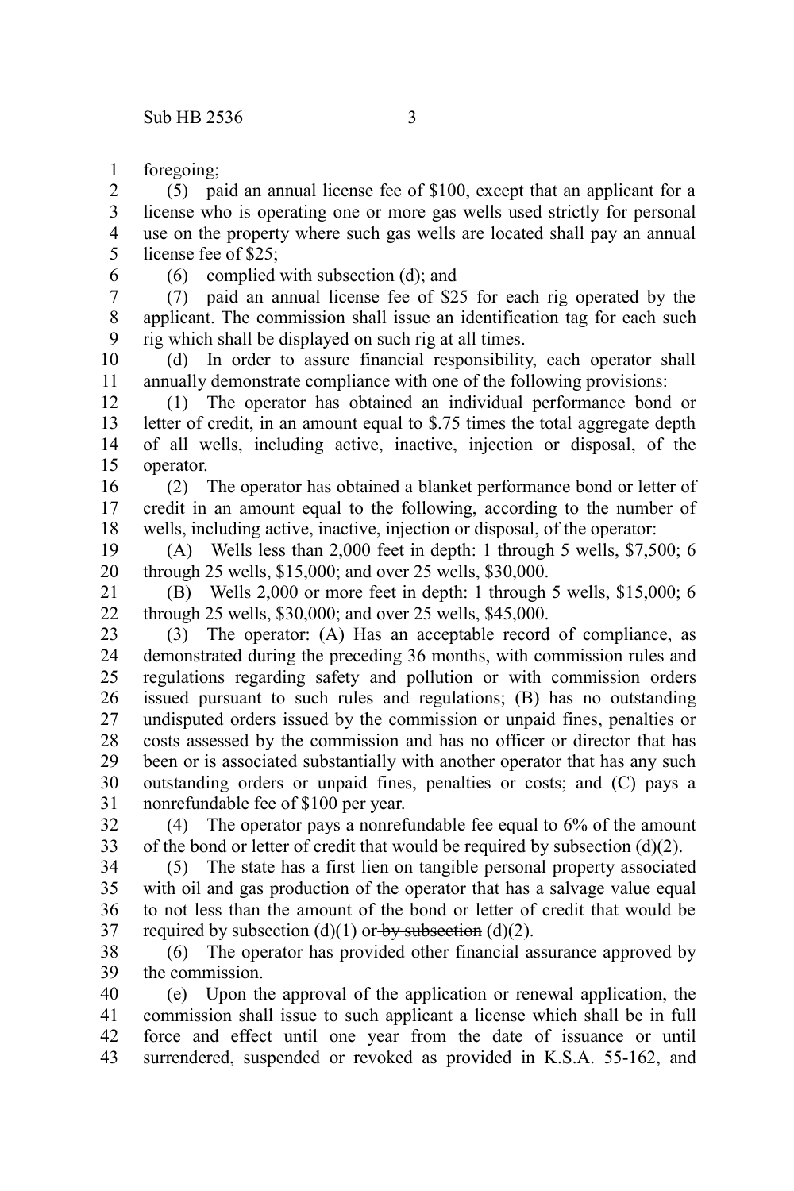foregoing;

(5) paid an annual license fee of $100, except that an applicant for a license who is operating one or more gas wells used strictly for personal use on the property where such gas wells are located shall pay an annual license fee of $25;

(6) complied with subsection (d); and

(7) paid an annual license fee of $25 for each rig operated by the applicant. The commission shall issue an identification tag for each such rig which shall be displayed on such rig at all times.

(d) In order to assure financial responsibility, each operator shall annually demonstrate compliance with one of the following provisions:

(1) The operator has obtained an individual performance bond or letter of credit, in an amount equal to $.75 times the total aggregate depth of all wells, including active, inactive, injection or disposal, of the operator.

(2) The operator has obtained a blanket performance bond or letter of credit in an amount equal to the following, according to the number of wells, including active, inactive, injection or disposal, of the operator:

(A) Wells less than 2,000 feet in depth: 1 through 5 wells, $7,500; 6 through 25 wells, $15,000; and over 25 wells, $30,000.

(B) Wells 2,000 or more feet in depth: 1 through 5 wells, $15,000; 6 through 25 wells, $30,000; and over 25 wells, $45,000.

(3) The operator: (A) Has an acceptable record of compliance, as demonstrated during the preceding 36 months, with commission rules and regulations regarding safety and pollution or with commission orders issued pursuant to such rules and regulations; (B) has no outstanding undisputed orders issued by the commission or unpaid fines, penalties or costs assessed by the commission and has no officer or director that has been or is associated substantially with another operator that has any such outstanding orders or unpaid fines, penalties or costs; and (C) pays a nonrefundable fee of $100 per year.

(4) The operator pays a nonrefundable fee equal to 6% of the amount of the bond or letter of credit that would be required by subsection (d)(2).

(5) The state has a first lien on tangible personal property associated with oil and gas production of the operator that has a salvage value equal to not less than the amount of the bond or letter of credit that would be required by subsection (d)(1) or ~~by subsection~~ (d)(2).

(6) The operator has provided other financial assurance approved by the commission.

(e) Upon the approval of the application or renewal application, the commission shall issue to such applicant a license which shall be in full force and effect until one year from the date of issuance or until surrendered, suspended or revoked as provided in K.S.A. 55-162, and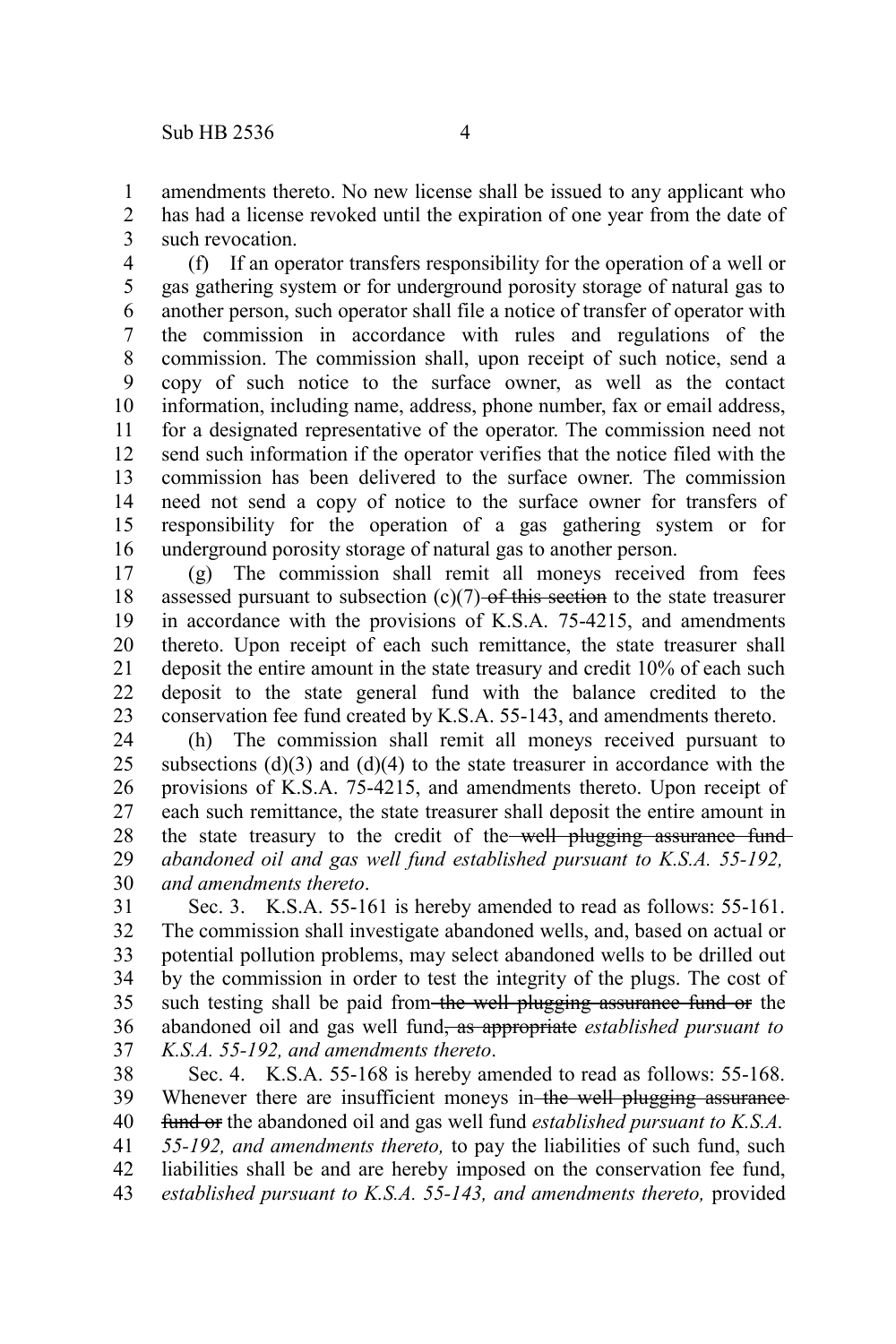amendments thereto. No new license shall be issued to any applicant who has had a license revoked until the expiration of one year from the date of such revocation.

(f) If an operator transfers responsibility for the operation of a well or gas gathering system or for underground porosity storage of natural gas to another person, such operator shall file a notice of transfer of operator with the commission in accordance with rules and regulations of the commission. The commission shall, upon receipt of such notice, send a copy of such notice to the surface owner, as well as the contact information, including name, address, phone number, fax or email address, for a designated representative of the operator. The commission need not send such information if the operator verifies that the notice filed with the commission has been delivered to the surface owner. The commission need not send a copy of notice to the surface owner for transfers of responsibility for the operation of a gas gathering system or for underground porosity storage of natural gas to another person.

(g) The commission shall remit all moneys received from fees assessed pursuant to subsection (c)(7) ~~of this section~~ to the state treasurer in accordance with the provisions of K.S.A. 75-4215, and amendments thereto. Upon receipt of each such remittance, the state treasurer shall deposit the entire amount in the state treasury and credit 10% of each such deposit to the state general fund with the balance credited to the conservation fee fund created by K.S.A. 55-143, and amendments thereto.

(h) The commission shall remit all moneys received pursuant to subsections (d)(3) and (d)(4) to the state treasurer in accordance with the provisions of K.S.A. 75-4215, and amendments thereto. Upon receipt of each such remittance, the state treasurer shall deposit the entire amount in the state treasury to the credit of the ~~well plugging assurance fund~~ *abandoned oil and gas well fund established pursuant to K.S.A. 55-192, and amendments thereto*.

Sec. 3. K.S.A. 55-161 is hereby amended to read as follows: 55-161. The commission shall investigate abandoned wells, and, based on actual or potential pollution problems, may select abandoned wells to be drilled out by the commission in order to test the integrity of the plugs. The cost of such testing shall be paid from ~~the well plugging assurance fund or~~ the abandoned oil and gas well fund~~, as appropriate~~ *established pursuant to K.S.A. 55-192, and amendments thereto*.

Sec. 4. K.S.A. 55-168 is hereby amended to read as follows: 55-168. Whenever there are insufficient moneys in ~~the well plugging assurance fund or~~ the abandoned oil and gas well fund *established pursuant to K.S.A. 55-192, and amendments thereto,* to pay the liabilities of such fund, such liabilities shall be and are hereby imposed on the conservation fee fund, *established pursuant to K.S.A. 55-143, and amendments thereto,* provided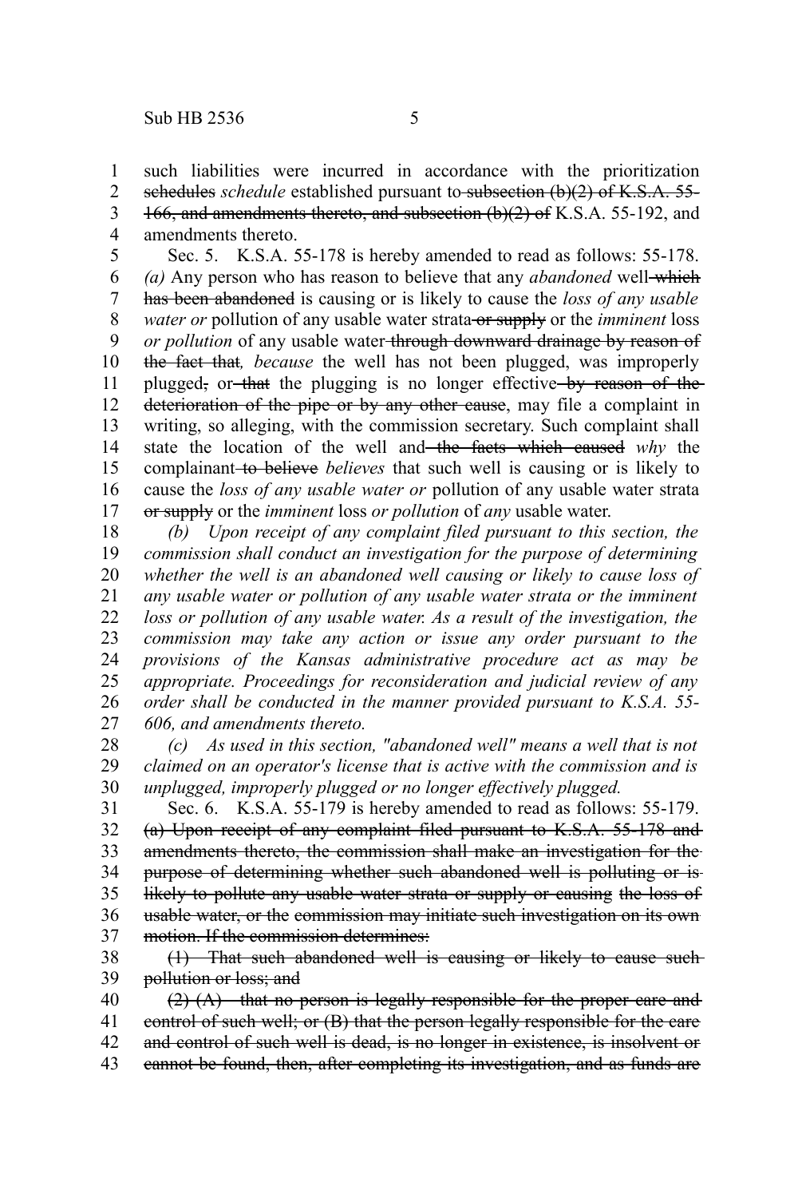such liabilities were incurred in accordance with the prioritization ~~schedules~~ *schedule* established pursuant to ~~subsection (b)(2) of K.S.A. 55-166, and amendments thereto, and subsection (b)(2) of~~ K.S.A. 55-192, and amendments thereto.

Sec. 5. K.S.A. 55-178 is hereby amended to read as follows: 55-178. *(a)* Any person who has reason to believe that any *abandoned* well ~~which has been abandoned~~ is causing or is likely to cause the *loss of any usable water or* pollution of any usable water strata ~~or supply~~ or the *imminent* loss *or pollution* of any usable water ~~through downward drainage by reason of the fact that~~*, because* the well has not been plugged, was improperly plugged~~,~~ or ~~that~~ the plugging is no longer effective ~~by reason of the deterioration of the pipe or by any other cause~~, may file a complaint in writing, so alleging, with the commission secretary. Such complaint shall state the location of the well and ~~the facts which caused~~ *why* the complainant ~~to believe~~ *believes* that such well is causing or is likely to cause the *loss of any usable water or* pollution of any usable water strata ~~or supply~~ or the *imminent* loss *or pollution* of *any* usable water.

*(b) Upon receipt of any complaint filed pursuant to this section, the commission shall conduct an investigation for the purpose of determining whether the well is an abandoned well causing or likely to cause loss of any usable water or pollution of any usable water strata or the imminent loss or pollution of any usable water. As a result of the investigation, the commission may take any action or issue any order pursuant to the provisions of the Kansas administrative procedure act as may be appropriate. Proceedings for reconsideration and judicial review of any order shall be conducted in the manner provided pursuant to K.S.A. 55-606, and amendments thereto.*

*(c) As used in this section, "abandoned well" means a well that is not claimed on an operator's license that is active with the commission and is unplugged, improperly plugged or no longer effectively plugged.*

Sec. 6. K.S.A. 55-179 is hereby amended to read as follows: 55-179. ~~(a) Upon receipt of any complaint filed pursuant to K.S.A. 55-178 and amendments thereto, the commission shall make an investigation for the purpose of determining whether such abandoned well is polluting or is likely to pollute any usable water strata or supply or causing the loss of usable water, or the commission may initiate such investigation on its own motion. If the commission determines:~~

~~(1) That such abandoned well is causing or likely to cause such pollution or loss; and~~

~~(2) (A) that no person is legally responsible for the proper care and control of such well; or (B) that the person legally responsible for the care and control of such well is dead, is no longer in existence, is insolvent or cannot be found, then, after completing its investigation, and as funds are~~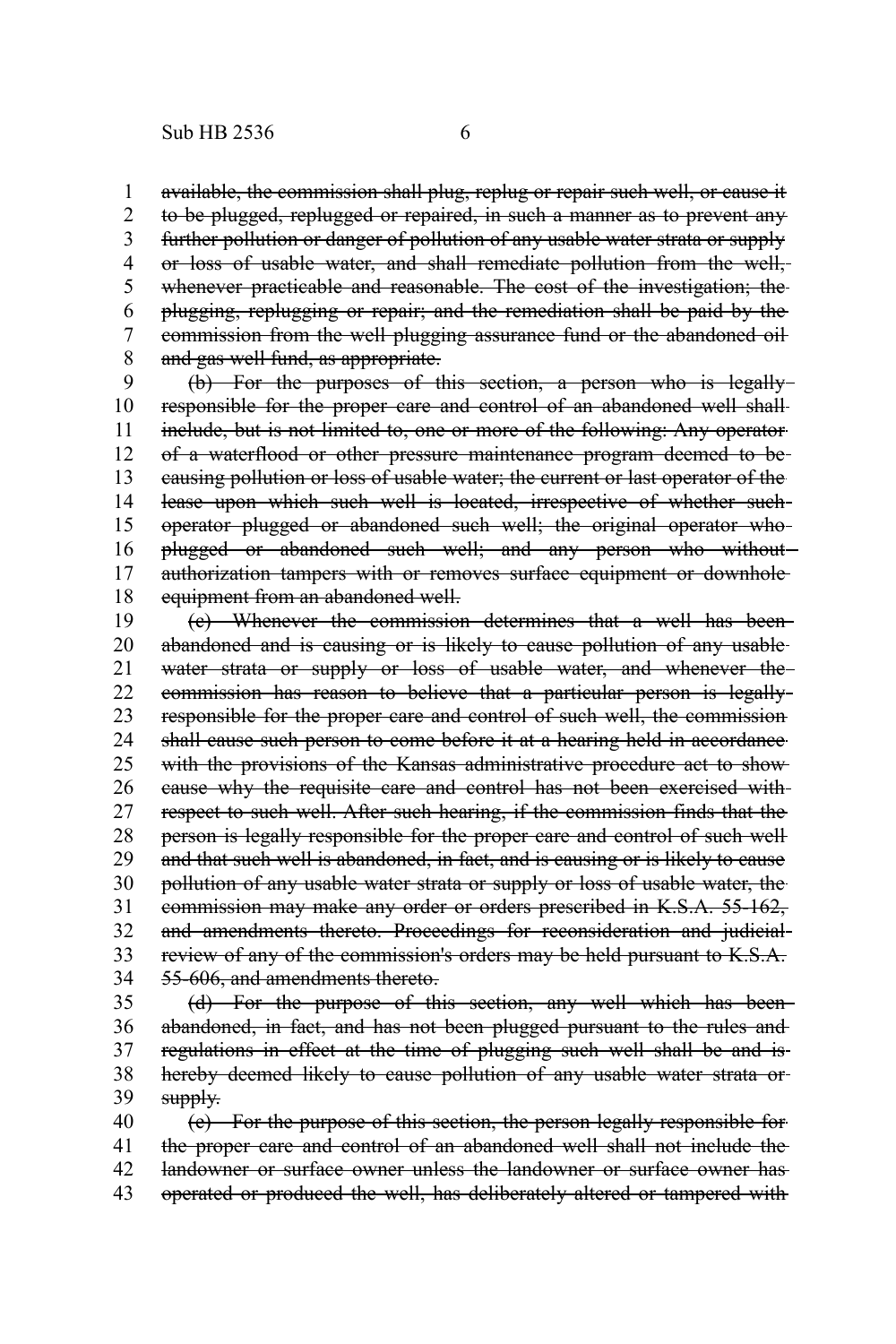~~available, the commission shall plug, replug or repair such well, or cause it to be plugged, replugged or repaired, in such a manner as to prevent any further pollution or danger of pollution of any usable water strata or supply or loss of usable water, and shall remediate pollution from the well, whenever practicable and reasonable. The cost of the investigation; the plugging, replugging or repair; and the remediation shall be paid by the commission from the well plugging assurance fund or the abandoned oil and gas well fund, as appropriate.~~

~~(b) For the purposes of this section, a person who is legally responsible for the proper care and control of an abandoned well shall include, but is not limited to, one or more of the following: Any operator of a waterflood or other pressure maintenance program deemed to be causing pollution or loss of usable water; the current or last operator of the lease upon which such well is located, irrespective of whether such operator plugged or abandoned such well; the original operator who plugged or abandoned such well; and any person who without authorization tampers with or removes surface equipment or downhole equipment from an abandoned well.~~

~~(c) Whenever the commission determines that a well has been abandoned and is causing or is likely to cause pollution of any usable water strata or supply or loss of usable water, and whenever the commission has reason to believe that a particular person is legally responsible for the proper care and control of such well, the commission shall cause such person to come before it at a hearing held in accordance with the provisions of the Kansas administrative procedure act to show cause why the requisite care and control has not been exercised with respect to such well. After such hearing, if the commission finds that the person is legally responsible for the proper care and control of such well and that such well is abandoned, in fact, and is causing or is likely to cause pollution of any usable water strata or supply or loss of usable water, the commission may make any order or orders prescribed in K.S.A. 55-162, and amendments thereto. Proceedings for reconsideration and judicial review of any of the commission's orders may be held pursuant to K.S.A. 55-606, and amendments thereto.~~

~~(d) For the purpose of this section, any well which has been abandoned, in fact, and has not been plugged pursuant to the rules and regulations in effect at the time of plugging such well shall be and is hereby deemed likely to cause pollution of any usable water strata or supply.~~

~~(e) For the purpose of this section, the person legally responsible for the proper care and control of an abandoned well shall not include the landowner or surface owner unless the landowner or surface owner has operated or produced the well, has deliberately altered or tampered with~~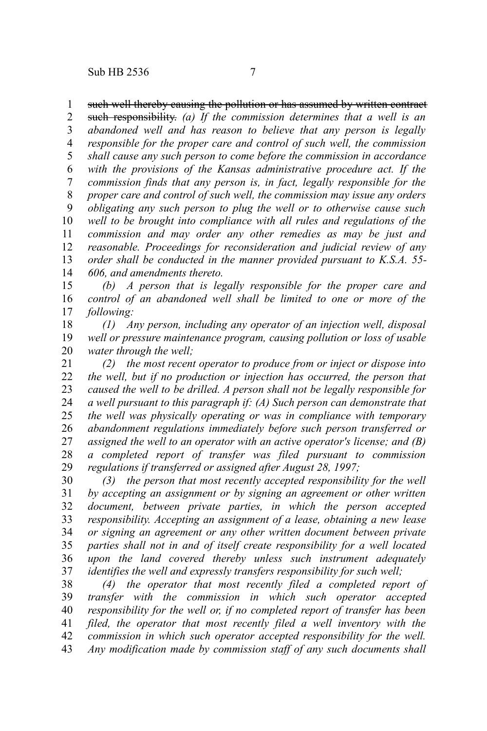~~such well thereby causing the pollution or has assumed by written contract such responsibility.~~ *(a) If the commission determines that a well is an abandoned well and has reason to believe that any person is legally responsible for the proper care and control of such well, the commission shall cause any such person to come before the commission in accordance with the provisions of the Kansas administrative procedure act. If the commission finds that any person is, in fact, legally responsible for the proper care and control of such well, the commission may issue any orders obligating any such person to plug the well or to otherwise cause such well to be brought into compliance with all rules and regulations of the commission and may order any other remedies as may be just and reasonable. Proceedings for reconsideration and judicial review of any order shall be conducted in the manner provided pursuant to K.S.A. 55-606, and amendments thereto.*

*(b) A person that is legally responsible for the proper care and control of an abandoned well shall be limited to one or more of the following:*

*(1) Any person, including any operator of an injection well, disposal well or pressure maintenance program, causing pollution or loss of usable water through the well;*

*(2) the most recent operator to produce from or inject or dispose into the well, but if no production or injection has occurred, the person that caused the well to be drilled. A person shall not be legally responsible for a well pursuant to this paragraph if: (A) Such person can demonstrate that the well was physically operating or was in compliance with temporary abandonment regulations immediately before such person transferred or assigned the well to an operator with an active operator's license; and (B) a completed report of transfer was filed pursuant to commission regulations if transferred or assigned after August 28, 1997;*

*(3) the person that most recently accepted responsibility for the well by accepting an assignment or by signing an agreement or other written document, between private parties, in which the person accepted responsibility. Accepting an assignment of a lease, obtaining a new lease or signing an agreement or any other written document between private parties shall not in and of itself create responsibility for a well located upon the land covered thereby unless such instrument adequately identifies the well and expressly transfers responsibility for such well;*

*(4) the operator that most recently filed a completed report of transfer with the commission in which such operator accepted responsibility for the well or, if no completed report of transfer has been filed, the operator that most recently filed a well inventory with the commission in which such operator accepted responsibility for the well. Any modification made by commission staff of any such documents shall*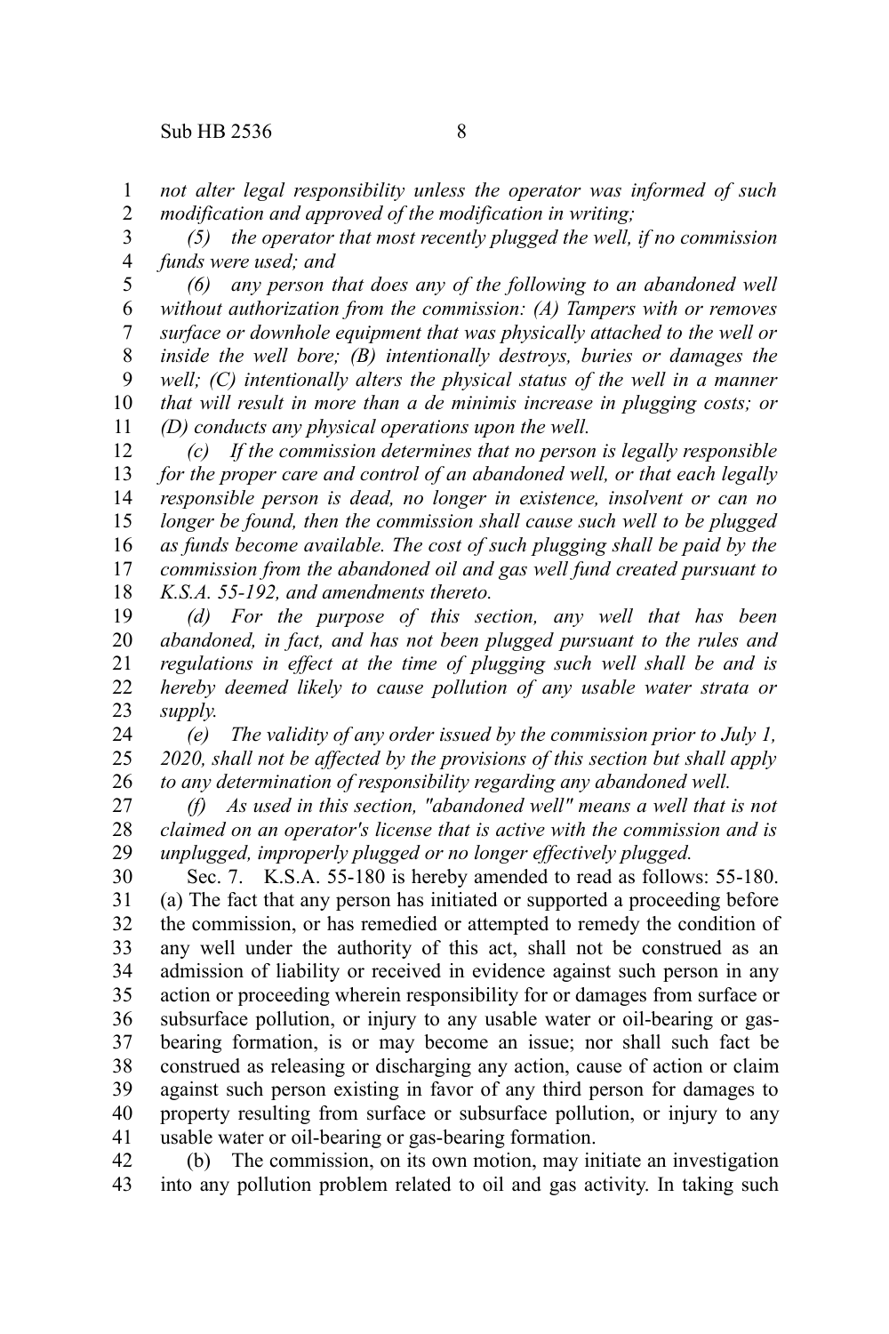*not alter legal responsibility unless the operator was informed of such modification and approved of the modification in writing;*

*(5) the operator that most recently plugged the well, if no commission funds were used; and*

*(6) any person that does any of the following to an abandoned well without authorization from the commission: (A) Tampers with or removes surface or downhole equipment that was physically attached to the well or inside the well bore; (B) intentionally destroys, buries or damages the well; (C) intentionally alters the physical status of the well in a manner that will result in more than a de minimis increase in plugging costs; or (D) conducts any physical operations upon the well.*

*(c) If the commission determines that no person is legally responsible for the proper care and control of an abandoned well, or that each legally responsible person is dead, no longer in existence, insolvent or can no longer be found, then the commission shall cause such well to be plugged as funds become available. The cost of such plugging shall be paid by the commission from the abandoned oil and gas well fund created pursuant to K.S.A. 55-192, and amendments thereto.*

*(d) For the purpose of this section, any well that has been abandoned, in fact, and has not been plugged pursuant to the rules and regulations in effect at the time of plugging such well shall be and is hereby deemed likely to cause pollution of any usable water strata or supply.*

*(e) The validity of any order issued by the commission prior to July 1, 2020, shall not be affected by the provisions of this section but shall apply to any determination of responsibility regarding any abandoned well.*

*(f) As used in this section, "abandoned well" means a well that is not claimed on an operator's license that is active with the commission and is unplugged, improperly plugged or no longer effectively plugged.*

Sec. 7. K.S.A. 55-180 is hereby amended to read as follows: 55-180. (a) The fact that any person has initiated or supported a proceeding before the commission, or has remedied or attempted to remedy the condition of any well under the authority of this act, shall not be construed as an admission of liability or received in evidence against such person in any action or proceeding wherein responsibility for or damages from surface or subsurface pollution, or injury to any usable water or oil-bearing or gas-bearing formation, is or may become an issue; nor shall such fact be construed as releasing or discharging any action, cause of action or claim against such person existing in favor of any third person for damages to property resulting from surface or subsurface pollution, or injury to any usable water or oil-bearing or gas-bearing formation.

(b) The commission, on its own motion, may initiate an investigation into any pollution problem related to oil and gas activity. In taking such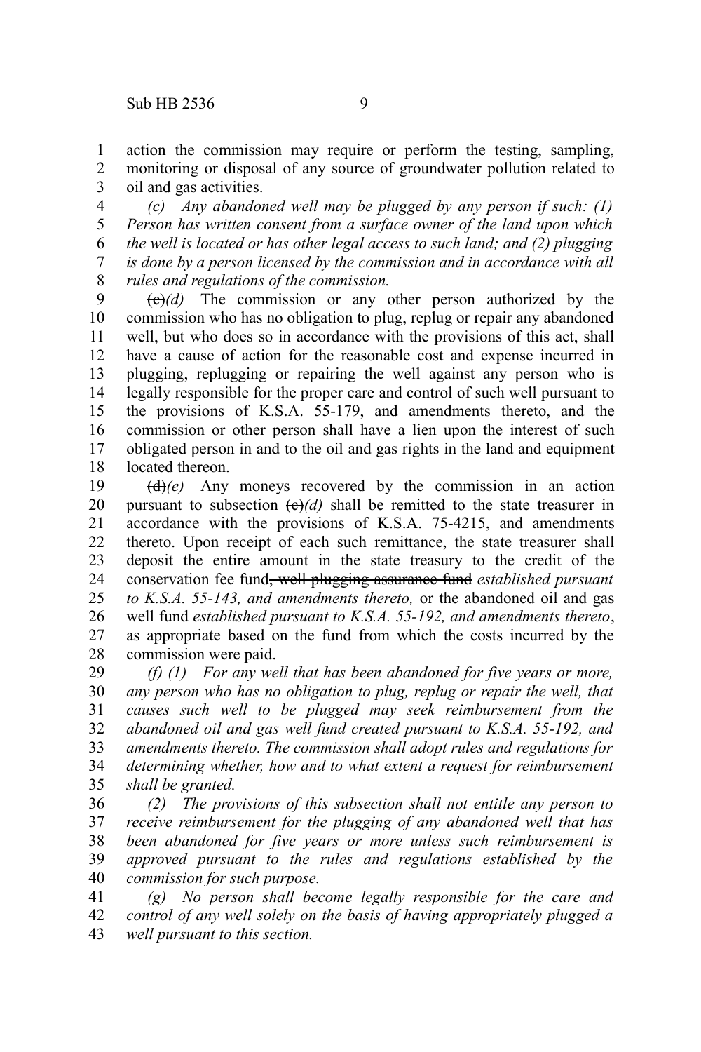action the commission may require or perform the testing, sampling, monitoring or disposal of any source of groundwater pollution related to oil and gas activities.

*(c) Any abandoned well may be plugged by any person if such: (1) Person has written consent from a surface owner of the land upon which the well is located or has other legal access to such land; and (2) plugging is done by a person licensed by the commission and in accordance with all rules and regulations of the commission.*

~~(c)~~*(d)* The commission or any other person authorized by the commission who has no obligation to plug, replug or repair any abandoned well, but who does so in accordance with the provisions of this act, shall have a cause of action for the reasonable cost and expense incurred in plugging, replugging or repairing the well against any person who is legally responsible for the proper care and control of such well pursuant to the provisions of K.S.A. 55-179, and amendments thereto, and the commission or other person shall have a lien upon the interest of such obligated person in and to the oil and gas rights in the land and equipment located thereon.

~~(d)~~*(e)* Any moneys recovered by the commission in an action pursuant to subsection ~~(c)~~*(d)* shall be remitted to the state treasurer in accordance with the provisions of K.S.A. 75-4215, and amendments thereto. Upon receipt of each such remittance, the state treasurer shall deposit the entire amount in the state treasury to the credit of the conservation fee fund~~, well plugging assurance fund~~ *established pursuant to K.S.A. 55-143, and amendments thereto,* or the abandoned oil and gas well fund *established pursuant to K.S.A. 55-192, and amendments thereto*, as appropriate based on the fund from which the costs incurred by the commission were paid.

*(f) (1) For any well that has been abandoned for five years or more, any person who has no obligation to plug, replug or repair the well, that causes such well to be plugged may seek reimbursement from the abandoned oil and gas well fund created pursuant to K.S.A. 55-192, and amendments thereto. The commission shall adopt rules and regulations for determining whether, how and to what extent a request for reimbursement shall be granted.*

*(2) The provisions of this subsection shall not entitle any person to receive reimbursement for the plugging of any abandoned well that has been abandoned for five years or more unless such reimbursement is approved pursuant to the rules and regulations established by the commission for such purpose.*

*(g) No person shall become legally responsible for the care and control of any well solely on the basis of having appropriately plugged a well pursuant to this section.*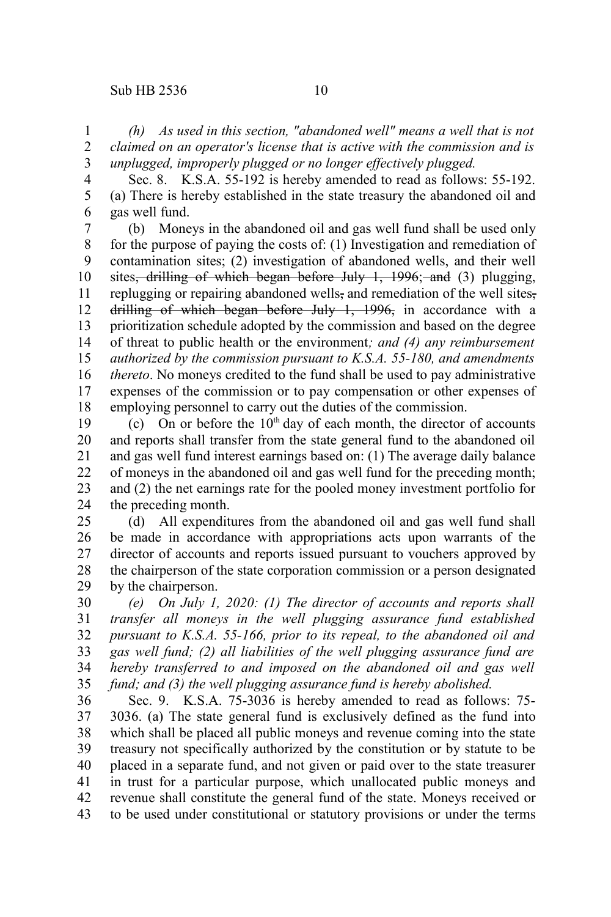*(h) As used in this section, "abandoned well" means a well that is not claimed on an operator's license that is active with the commission and is unplugged, improperly plugged or no longer effectively plugged.*

Sec. 8. K.S.A. 55-192 is hereby amended to read as follows: 55-192. (a) There is hereby established in the state treasury the abandoned oil and gas well fund.

(b) Moneys in the abandoned oil and gas well fund shall be used only for the purpose of paying the costs of: (1) Investigation and remediation of contamination sites; (2) investigation of abandoned wells, and their well sites~~, drilling of which began before July 1, 1996~~; ~~and~~ (3) plugging, replugging or repairing abandoned wells~~,~~ and remediation of the well sites~~, drilling of which began before July 1, 1996,~~ in accordance with a prioritization schedule adopted by the commission and based on the degree of threat to public health or the environment*; and (4) any reimbursement authorized by the commission pursuant to K.S.A. 55-180, and amendments thereto*. No moneys credited to the fund shall be used to pay administrative expenses of the commission or to pay compensation or other expenses of employing personnel to carry out the duties of the commission.

(c) On or before the 10th day of each month, the director of accounts and reports shall transfer from the state general fund to the abandoned oil and gas well fund interest earnings based on: (1) The average daily balance of moneys in the abandoned oil and gas well fund for the preceding month; and (2) the net earnings rate for the pooled money investment portfolio for the preceding month.

(d) All expenditures from the abandoned oil and gas well fund shall be made in accordance with appropriations acts upon warrants of the director of accounts and reports issued pursuant to vouchers approved by the chairperson of the state corporation commission or a person designated by the chairperson.

*(e) On July 1, 2020: (1) The director of accounts and reports shall transfer all moneys in the well plugging assurance fund established pursuant to K.S.A. 55-166, prior to its repeal, to the abandoned oil and gas well fund; (2) all liabilities of the well plugging assurance fund are hereby transferred to and imposed on the abandoned oil and gas well fund; and (3) the well plugging assurance fund is hereby abolished.*

Sec. 9. K.S.A. 75-3036 is hereby amended to read as follows: 75-3036. (a) The state general fund is exclusively defined as the fund into which shall be placed all public moneys and revenue coming into the state treasury not specifically authorized by the constitution or by statute to be placed in a separate fund, and not given or paid over to the state treasurer in trust for a particular purpose, which unallocated public moneys and revenue shall constitute the general fund of the state. Moneys received or to be used under constitutional or statutory provisions or under the terms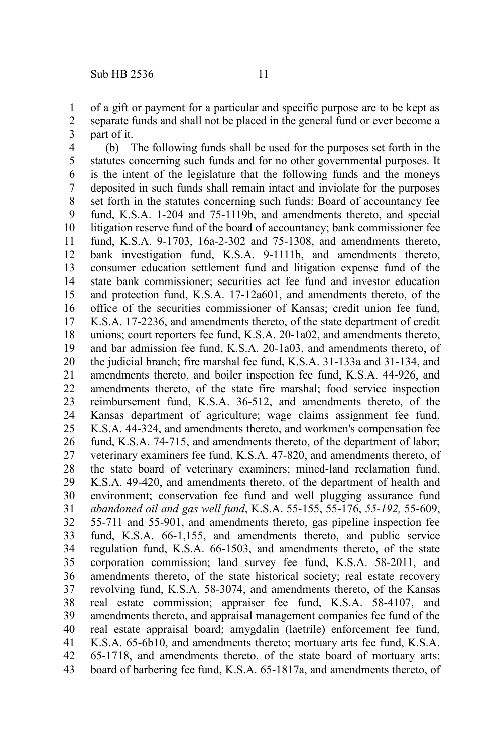of a gift or payment for a particular and specific purpose are to be kept as separate funds and shall not be placed in the general fund or ever become a part of it.

(b) The following funds shall be used for the purposes set forth in the statutes concerning such funds and for no other governmental purposes. It is the intent of the legislature that the following funds and the moneys deposited in such funds shall remain intact and inviolate for the purposes set forth in the statutes concerning such funds: Board of accountancy fee fund, K.S.A. 1-204 and 75-1119b, and amendments thereto, and special litigation reserve fund of the board of accountancy; bank commissioner fee fund, K.S.A. 9-1703, 16a-2-302 and 75-1308, and amendments thereto, bank investigation fund, K.S.A. 9-1111b, and amendments thereto, consumer education settlement fund and litigation expense fund of the state bank commissioner; securities act fee fund and investor education and protection fund, K.S.A. 17-12a601, and amendments thereto, of the office of the securities commissioner of Kansas; credit union fee fund, K.S.A. 17-2236, and amendments thereto, of the state department of credit unions; court reporters fee fund, K.S.A. 20-1a02, and amendments thereto, and bar admission fee fund, K.S.A. 20-1a03, and amendments thereto, of the judicial branch; fire marshal fee fund, K.S.A. 31-133a and 31-134, and amendments thereto, and boiler inspection fee fund, K.S.A. 44-926, and amendments thereto, of the state fire marshal; food service inspection reimbursement fund, K.S.A. 36-512, and amendments thereto, of the Kansas department of agriculture; wage claims assignment fee fund, K.S.A. 44-324, and amendments thereto, and workmen's compensation fee fund, K.S.A. 74-715, and amendments thereto, of the department of labor; veterinary examiners fee fund, K.S.A. 47-820, and amendments thereto, of the state board of veterinary examiners; mined-land reclamation fund, K.S.A. 49-420, and amendments thereto, of the department of health and environment; conservation fee fund and ~~well plugging assurance fund~~ *abandoned oil and gas well fund*, K.S.A. 55-155, 55-176, *55-192,* 55-609, 55-711 and 55-901, and amendments thereto, gas pipeline inspection fee fund, K.S.A. 66-1,155, and amendments thereto, and public service regulation fund, K.S.A. 66-1503, and amendments thereto, of the state corporation commission; land survey fee fund, K.S.A. 58-2011, and amendments thereto, of the state historical society; real estate recovery revolving fund, K.S.A. 58-3074, and amendments thereto, of the Kansas real estate commission; appraiser fee fund, K.S.A. 58-4107, and amendments thereto, and appraisal management companies fee fund of the real estate appraisal board; amygdalin (laetrile) enforcement fee fund, K.S.A. 65-6b10, and amendments thereto; mortuary arts fee fund, K.S.A. 65-1718, and amendments thereto, of the state board of mortuary arts; board of barbering fee fund, K.S.A. 65-1817a, and amendments thereto, of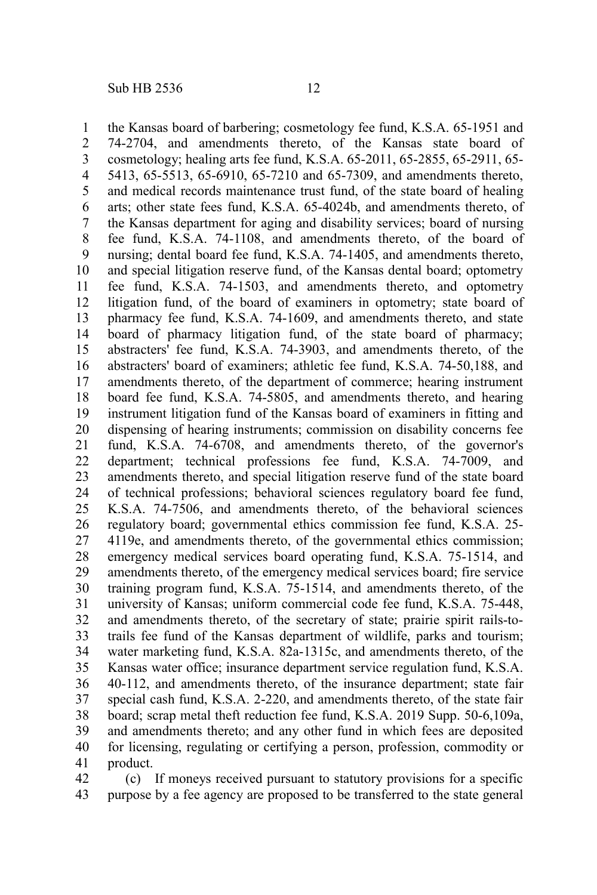the Kansas board of barbering; cosmetology fee fund, K.S.A. 65-1951 and 74-2704, and amendments thereto, of the Kansas state board of cosmetology; healing arts fee fund, K.S.A. 65-2011, 65-2855, 65-2911, 65-5413, 65-5513, 65-6910, 65-7210 and 65-7309, and amendments thereto, and medical records maintenance trust fund, of the state board of healing arts; other state fees fund, K.S.A. 65-4024b, and amendments thereto, of the Kansas department for aging and disability services; board of nursing fee fund, K.S.A. 74-1108, and amendments thereto, of the board of nursing; dental board fee fund, K.S.A. 74-1405, and amendments thereto, and special litigation reserve fund, of the Kansas dental board; optometry fee fund, K.S.A. 74-1503, and amendments thereto, and optometry litigation fund, of the board of examiners in optometry; state board of pharmacy fee fund, K.S.A. 74-1609, and amendments thereto, and state board of pharmacy litigation fund, of the state board of pharmacy; abstracters' fee fund, K.S.A. 74-3903, and amendments thereto, of the abstracters' board of examiners; athletic fee fund, K.S.A. 74-50,188, and amendments thereto, of the department of commerce; hearing instrument board fee fund, K.S.A. 74-5805, and amendments thereto, and hearing instrument litigation fund of the Kansas board of examiners in fitting and dispensing of hearing instruments; commission on disability concerns fee fund, K.S.A. 74-6708, and amendments thereto, of the governor's department; technical professions fee fund, K.S.A. 74-7009, and amendments thereto, and special litigation reserve fund of the state board of technical professions; behavioral sciences regulatory board fee fund, K.S.A. 74-7506, and amendments thereto, of the behavioral sciences regulatory board; governmental ethics commission fee fund, K.S.A. 25-4119e, and amendments thereto, of the governmental ethics commission; emergency medical services board operating fund, K.S.A. 75-1514, and amendments thereto, of the emergency medical services board; fire service training program fund, K.S.A. 75-1514, and amendments thereto, of the university of Kansas; uniform commercial code fee fund, K.S.A. 75-448, and amendments thereto, of the secretary of state; prairie spirit rails-to-trails fee fund of the Kansas department of wildlife, parks and tourism; water marketing fund, K.S.A. 82a-1315c, and amendments thereto, of the Kansas water office; insurance department service regulation fund, K.S.A. 40-112, and amendments thereto, of the insurance department; state fair special cash fund, K.S.A. 2-220, and amendments thereto, of the state fair board; scrap metal theft reduction fee fund, K.S.A. 2019 Supp. 50-6,109a, and amendments thereto; and any other fund in which fees are deposited for licensing, regulating or certifying a person, profession, commodity or product.

(c) If moneys received pursuant to statutory provisions for a specific purpose by a fee agency are proposed to be transferred to the state general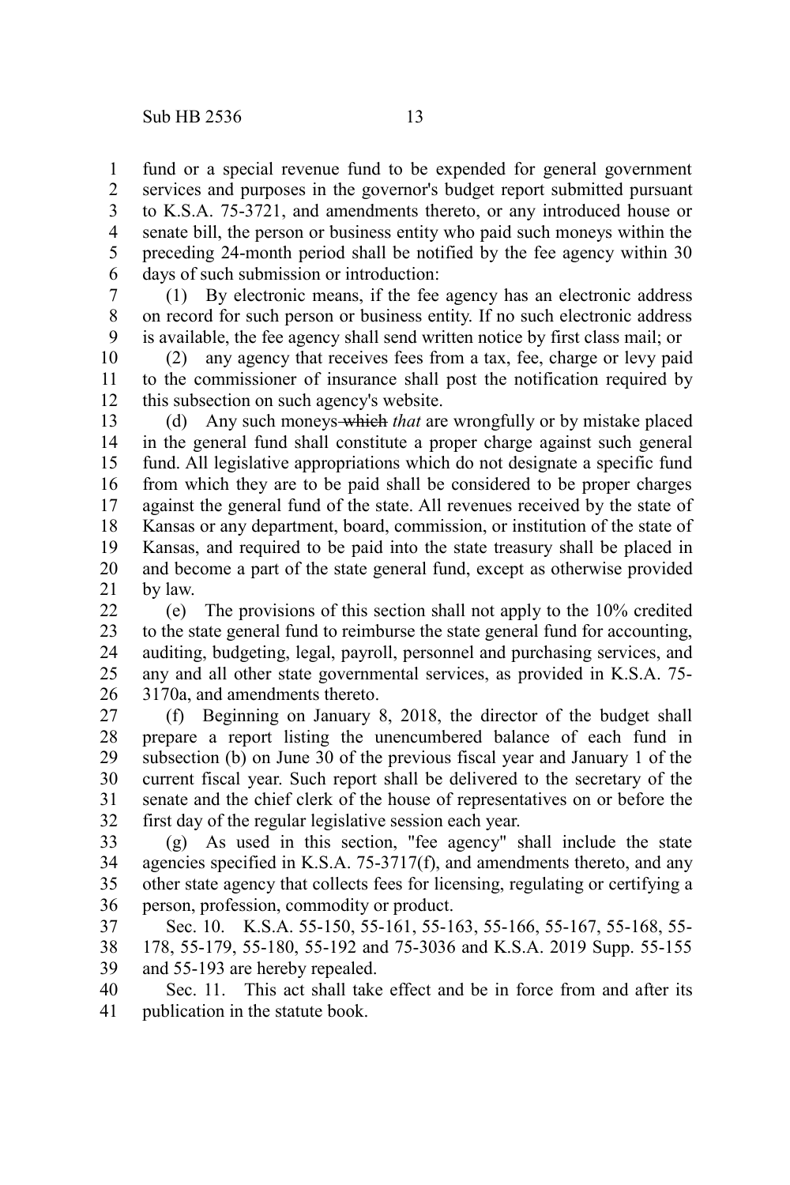fund or a special revenue fund to be expended for general government services and purposes in the governor's budget report submitted pursuant to K.S.A. 75-3721, and amendments thereto, or any introduced house or senate bill, the person or business entity who paid such moneys within the preceding 24-month period shall be notified by the fee agency within 30 days of such submission or introduction:

(1) By electronic means, if the fee agency has an electronic address on record for such person or business entity. If no such electronic address is available, the fee agency shall send written notice by first class mail; or

(2) any agency that receives fees from a tax, fee, charge or levy paid to the commissioner of insurance shall post the notification required by this subsection on such agency's website.

(d) Any such moneys ~~which~~ *that* are wrongfully or by mistake placed in the general fund shall constitute a proper charge against such general fund. All legislative appropriations which do not designate a specific fund from which they are to be paid shall be considered to be proper charges against the general fund of the state. All revenues received by the state of Kansas or any department, board, commission, or institution of the state of Kansas, and required to be paid into the state treasury shall be placed in and become a part of the state general fund, except as otherwise provided by law.

(e) The provisions of this section shall not apply to the 10% credited to the state general fund to reimburse the state general fund for accounting, auditing, budgeting, legal, payroll, personnel and purchasing services, and any and all other state governmental services, as provided in K.S.A. 75-3170a, and amendments thereto.

(f) Beginning on January 8, 2018, the director of the budget shall prepare a report listing the unencumbered balance of each fund in subsection (b) on June 30 of the previous fiscal year and January 1 of the current fiscal year. Such report shall be delivered to the secretary of the senate and the chief clerk of the house of representatives on or before the first day of the regular legislative session each year.

(g) As used in this section, "fee agency" shall include the state agencies specified in K.S.A. 75-3717(f), and amendments thereto, and any other state agency that collects fees for licensing, regulating or certifying a person, profession, commodity or product.

Sec. 10. K.S.A. 55-150, 55-161, 55-163, 55-166, 55-167, 55-168, 55-178, 55-179, 55-180, 55-192 and 75-3036 and K.S.A. 2019 Supp. 55-155 and 55-193 are hereby repealed.

Sec. 11. This act shall take effect and be in force from and after its publication in the statute book.